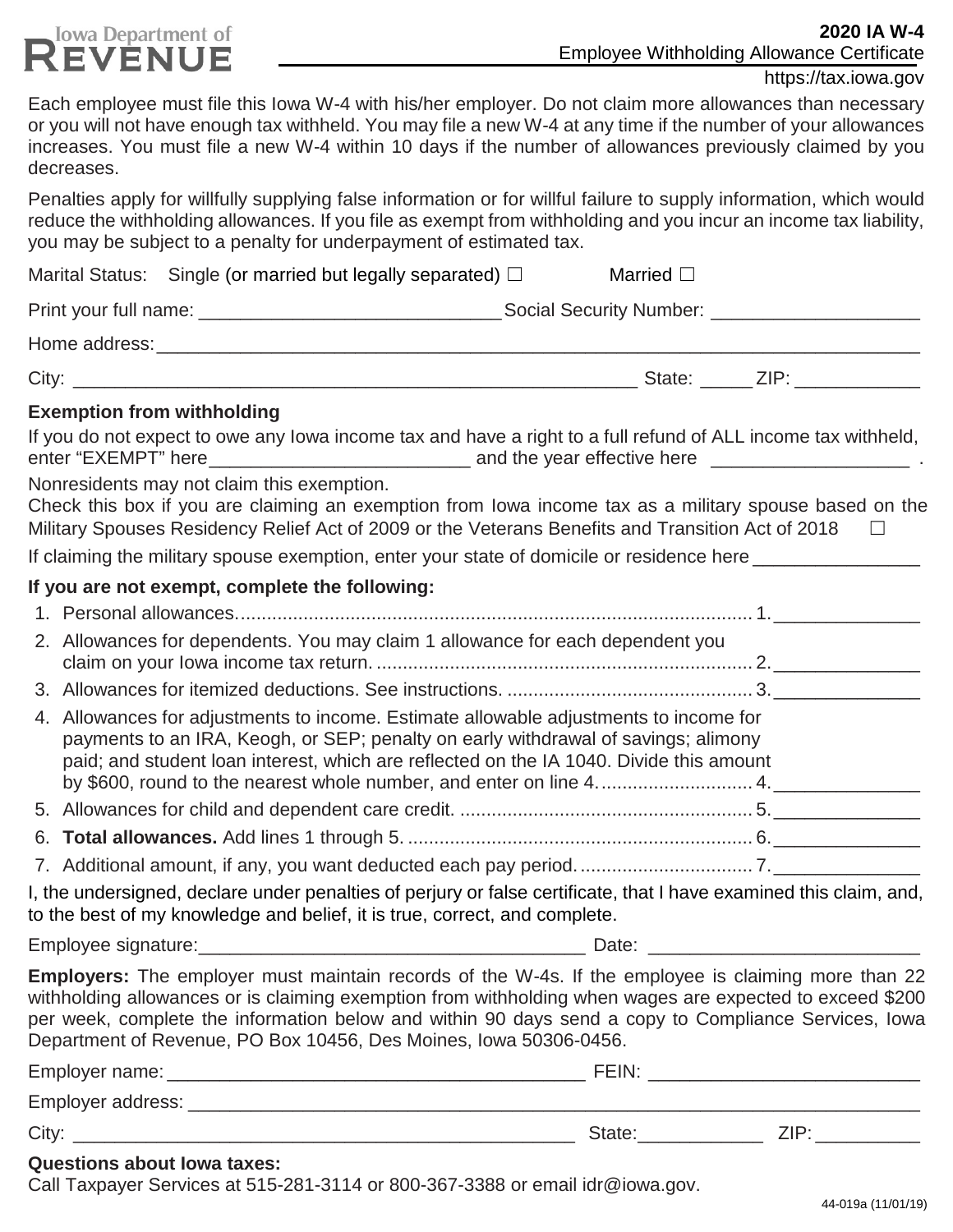Iowa Department of REVENUE

# 2020 IA W-4

Employee Withholding Allowance Certificate

https://tax.iowa.gov

Each employee must file this Iowa W-4 with his/her employer. Do not claim more allowances than necessary or you will not have enough tax withheld. You may file a new W-4 at any time if the number of your allowances increases. You must file a new W-4 within 10 days if the number of allowances previously claimed by you decreases.

Penalties apply for willfully supplying false information or for willful failure to supply information, which would reduce the withholding allowances. If you file as exempt from withholding and you incur an income tax liability, you may be subject to a penalty for underpayment of estimated tax.

Marital Status: Single (or married but legally separated) ☐ Married ☐

Print your full name: ______________________ Social Security Number: ______________

Home address: ________________________________________________

City: ________________________________ State: _____ ZIP: __________

### Exemption from withholding

If you do not expect to owe any Iowa income tax and have a right to a full refund of ALL income tax withheld, enter "EXEMPT" here__________________ and the year effective here ______________ .

Nonresidents may not claim this exemption.

Check this box if you are claiming an exemption from Iowa income tax as a military spouse based on the Military Spouses Residency Relief Act of 2009 or the Veterans Benefits and Transition Act of 2018 ☐

If claiming the military spouse exemption, enter your state of domicile or residence here ____________

### If you are not exempt, complete the following:

1. Personal allowances.......................................................................................... 1. __________
2. Allowances for dependents. You may claim 1 allowance for each dependent you claim on your Iowa income tax return. ........................................................................ 2. __________
3. Allowances for itemized deductions. See instructions. ............................................. 3. __________
4. Allowances for adjustments to income. Estimate allowable adjustments to income for payments to an IRA, Keogh, or SEP; penalty on early withdrawal of savings; alimony paid; and student loan interest, which are reflected on the IA 1040. Divide this amount by $600, round to the nearest whole number, and enter on line 4. ............................ 4. __________
5. Allowances for child and dependent care credit. ........................................................ 5. __________
6. **Total allowances.** Add lines 1 through 5. ................................................................... 6. __________
7. Additional amount, if any, you want deducted each pay period. ................................. 7. __________

I, the undersigned, declare under penalties of perjury or false certificate, that I have examined this claim, and, to the best of my knowledge and belief, it is true, correct, and complete.

Employee signature:____________________________ Date: __________________

**Employers:** The employer must maintain records of the W-4s. If the employee is claiming more than 22 withholding allowances or is claiming exemption from withholding when wages are expected to exceed $200 per week, complete the information below and within 90 days send a copy to Compliance Services, Iowa Department of Revenue, PO Box 10456, Des Moines, Iowa 50306-0456.

Employer name: ____________________________ FEIN: __________________

Employer address: ________________________________________________

City: ________________________________ State: __________ ZIP: __________

### Questions about Iowa taxes:

Call Taxpayer Services at 515-281-3114 or 800-367-3388 or email idr@iowa.gov.

44-019a (11/01/19)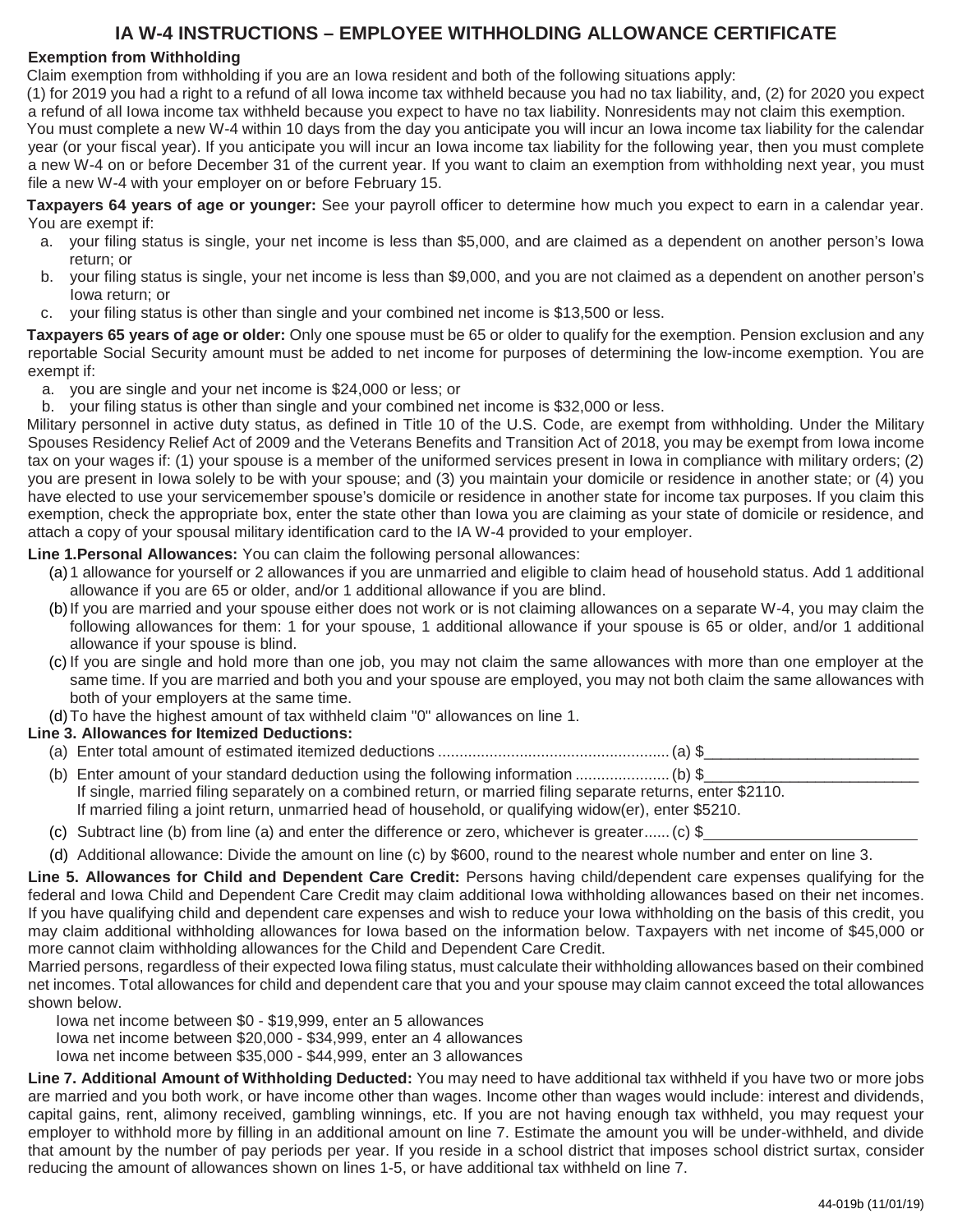# IA W-4 INSTRUCTIONS – EMPLOYEE WITHHOLDING ALLOWANCE CERTIFICATE

**Exemption from Withholding**

Claim exemption from withholding if you are an Iowa resident and both of the following situations apply:
(1) for 2019 you had a right to a refund of all Iowa income tax withheld because you had no tax liability, and, (2) for 2020 you expect a refund of all Iowa income tax withheld because you expect to have no tax liability. Nonresidents may not claim this exemption.
You must complete a new W-4 within 10 days from the day you anticipate you will incur an Iowa income tax liability for the calendar year (or your fiscal year). If you anticipate you will incur an Iowa income tax liability for the following year, then you must complete a new W-4 on or before December 31 of the current year. If you want to claim an exemption from withholding next year, you must file a new W-4 with your employer on or before February 15.

**Taxpayers 64 years of age or younger:** See your payroll officer to determine how much you expect to earn in a calendar year. You are exempt if:

a. your filing status is single, your net income is less than $5,000, and are claimed as a dependent on another person's Iowa return; or
b. your filing status is single, your net income is less than $9,000, and you are not claimed as a dependent on another person's Iowa return; or
c. your filing status is other than single and your combined net income is $13,500 or less.

**Taxpayers 65 years of age or older:** Only one spouse must be 65 or older to qualify for the exemption. Pension exclusion and any reportable Social Security amount must be added to net income for purposes of determining the low-income exemption. You are exempt if:

a. you are single and your net income is $24,000 or less; or
b. your filing status is other than single and your combined net income is $32,000 or less.

Military personnel in active duty status, as defined in Title 10 of the U.S. Code, are exempt from withholding. Under the Military Spouses Residency Relief Act of 2009 and the Veterans Benefits and Transition Act of 2018, you may be exempt from Iowa income tax on your wages if: (1) your spouse is a member of the uniformed services present in Iowa in compliance with military orders; (2) you are present in Iowa solely to be with your spouse; and (3) you maintain your domicile or residence in another state; or (4) you have elected to use your servicemember spouse's domicile or residence in another state for income tax purposes. If you claim this exemption, check the appropriate box, enter the state other than Iowa you are claiming as your state of domicile or residence, and attach a copy of your spousal military identification card to the IA W-4 provided to your employer.

**Line 1.Personal Allowances:** You can claim the following personal allowances:

(a) 1 allowance for yourself or 2 allowances if you are unmarried and eligible to claim head of household status. Add 1 additional allowance if you are 65 or older, and/or 1 additional allowance if you are blind.
(b) If you are married and your spouse either does not work or is not claiming allowances on a separate W-4, you may claim the following allowances for them: 1 for your spouse, 1 additional allowance if your spouse is 65 or older, and/or 1 additional allowance if your spouse is blind.
(c) If you are single and hold more than one job, you may not claim the same allowances with more than one employer at the same time. If you are married and both you and your spouse are employed, you may not both claim the same allowances with both of your employers at the same time.
(d) To have the highest amount of tax withheld claim "0" allowances on line 1.

**Line 3. Allowances for Itemized Deductions:**

(a) Enter total amount of estimated itemized deductions ...................................................... (a) $\_\_\_\_\_\_\_\_\_\_\_\_\_\_\_\_\_\_\_\_\_\_\_\_
(b) Enter amount of your standard deduction using the following information ...................... (b) $\_\_\_\_\_\_\_\_\_\_\_\_\_\_\_\_\_\_\_\_\_\_\_\_
If single, married filing separately on a combined return, or married filing separate returns, enter $2110.
If married filing a joint return, unmarried head of household, or qualifying widow(er), enter $5210.
(c) Subtract line (b) from line (a) and enter the difference or zero, whichever is greater...... (c) $\_\_\_\_\_\_\_\_\_\_\_\_\_\_\_\_\_\_\_\_\_\_\_\_
(d) Additional allowance: Divide the amount on line (c) by $600, round to the nearest whole number and enter on line 3.

**Line 5. Allowances for Child and Dependent Care Credit:** Persons having child/dependent care expenses qualifying for the federal and Iowa Child and Dependent Care Credit may claim additional Iowa withholding allowances based on their net incomes. If you have qualifying child and dependent care expenses and wish to reduce your Iowa withholding on the basis of this credit, you may claim additional withholding allowances for Iowa based on the information below. Taxpayers with net income of $45,000 or more cannot claim withholding allowances for the Child and Dependent Care Credit.
Married persons, regardless of their expected Iowa filing status, must calculate their withholding allowances based on their combined net incomes. Total allowances for child and dependent care that you and your spouse may claim cannot exceed the total allowances shown below.

Iowa net income between $0 - $19,999, enter an 5 allowances
Iowa net income between $20,000 - $34,999, enter an 4 allowances
Iowa net income between $35,000 - $44,999, enter an 3 allowances

**Line 7. Additional Amount of Withholding Deducted:** You may need to have additional tax withheld if you have two or more jobs are married and you both work, or have income other than wages. Income other than wages would include: interest and dividends, capital gains, rent, alimony received, gambling winnings, etc. If you are not having enough tax withheld, you may request your employer to withhold more by filling in an additional amount on line 7. Estimate the amount you will be under-withheld, and divide that amount by the number of pay periods per year. If you reside in a school district that imposes school district surtax, consider reducing the amount of allowances shown on lines 1-5, or have additional tax withheld on line 7.

44-019b (11/01/19)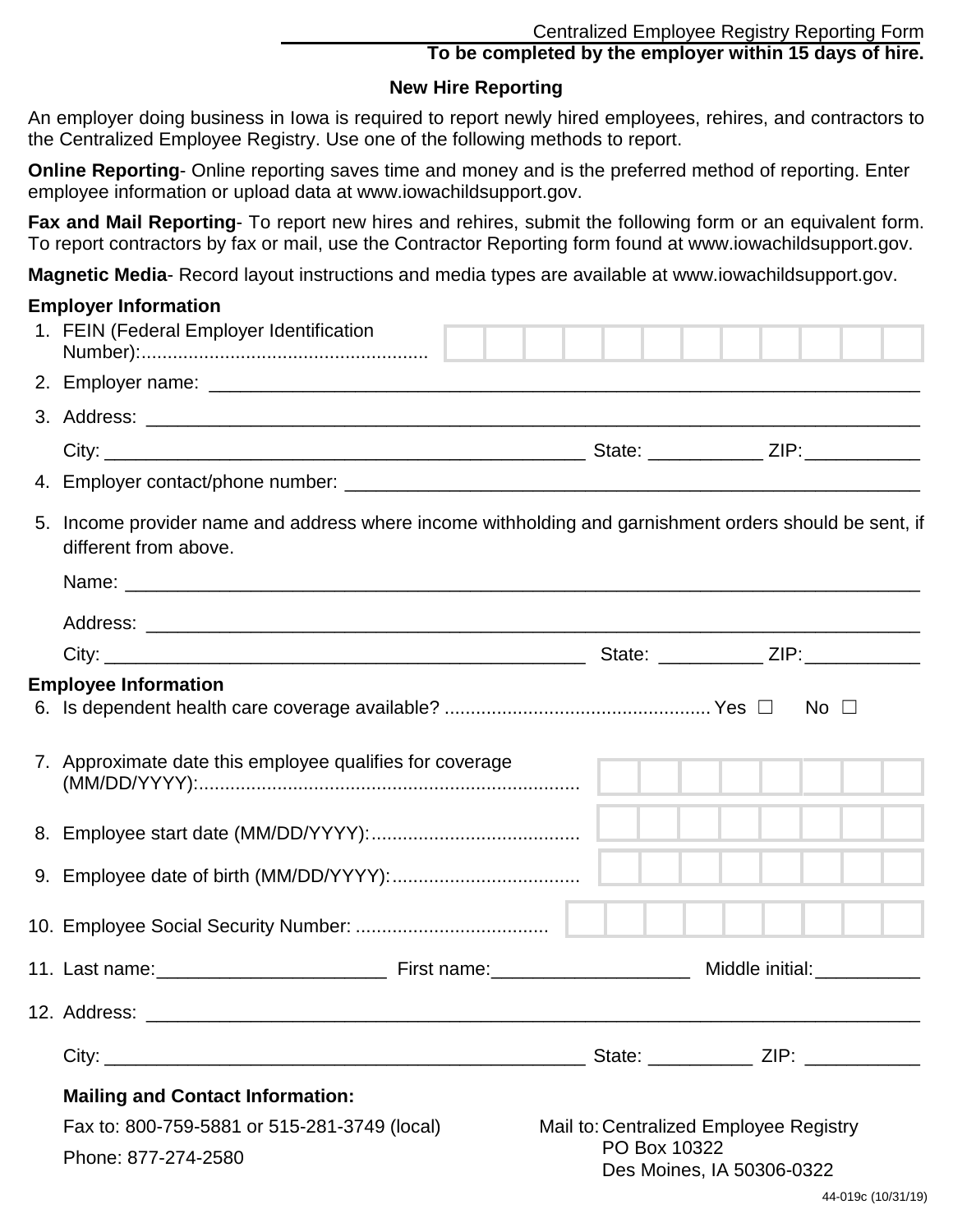Centralized Employee Registry Reporting Form

**To be completed by the employer within 15 days of hire.**

## New Hire Reporting

An employer doing business in Iowa is required to report newly hired employees, rehires, and contractors to the Centralized Employee Registry. Use one of the following methods to report.

**Online Reporting**- Online reporting saves time and money and is the preferred method of reporting. Enter employee information or upload data at www.iowachildsupport.gov.

**Fax and Mail Reporting**- To report new hires and rehires, submit the following form or an equivalent form. To report contractors by fax or mail, use the Contractor Reporting form found at www.iowachildsupport.gov.

**Magnetic Media**- Record layout instructions and media types are available at www.iowachildsupport.gov.

### Employer Information

1. FEIN (Federal Employer Identification Number):.......................................................

2. Employer name: ____________________________________________________________________

3. Address: __________________________________________________________________________

   City: _____________________________________________ State: ___________ ZIP:___________

4. Employer contact/phone number: _______________________________________________________

5. Income provider name and address where income withholding and garnishment orders should be sent, if different from above.

   Name: ____________________________________________________________________________

   Address: __________________________________________________________________________

   City: _____________________________________________ State: __________ ZIP:___________

### Employee Information

6. Is dependent health care coverage available? ................................................... Yes ☐ No ☐

7. Approximate date this employee qualifies for coverage (MM/DD/YYYY):.........................................................................

8. Employee start date (MM/DD/YYYY):........................................

9. Employee date of birth (MM/DD/YYYY):....................................

10. Employee Social Security Number: .....................................

11. Last name:______________________ First name:___________________ Middle initial:__________

12. Address: __________________________________________________________________________

    City: _____________________________________________ State: __________ ZIP: ___________

**Mailing and Contact Information:**

Fax to: 800-759-5881 or 515-281-3749 (local)

Phone: 877-274-2580

Mail to: Centralized Employee Registry
PO Box 10322
Des Moines, IA 50306-0322

44-019c (10/31/19)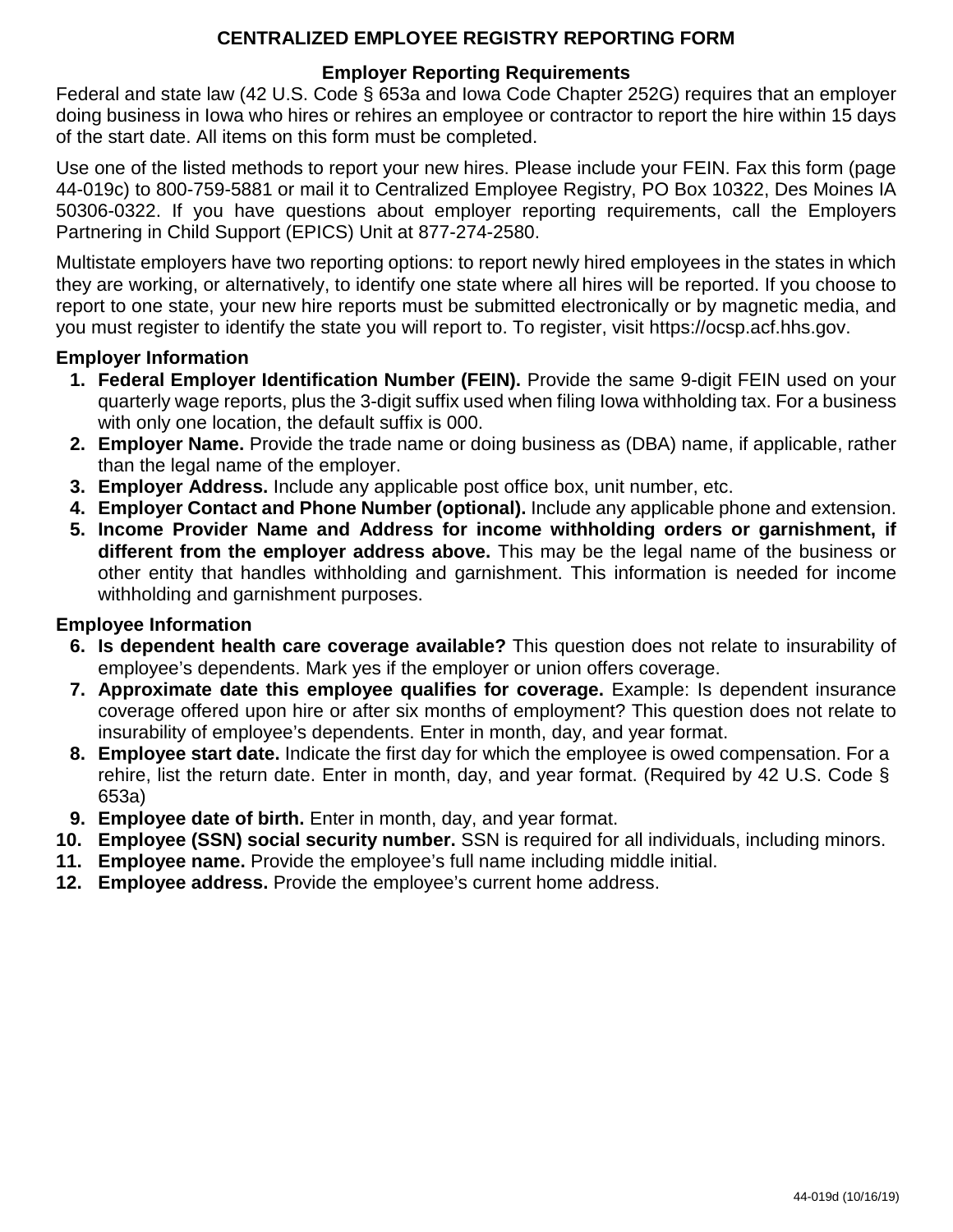# CENTRALIZED EMPLOYEE REGISTRY REPORTING FORM

## Employer Reporting Requirements

Federal and state law (42 U.S. Code § 653a and Iowa Code Chapter 252G) requires that an employer doing business in Iowa who hires or rehires an employee or contractor to report the hire within 15 days of the start date. All items on this form must be completed.

Use one of the listed methods to report your new hires. Please include your FEIN. Fax this form (page 44-019c) to 800-759-5881 or mail it to Centralized Employee Registry, PO Box 10322, Des Moines IA 50306-0322. If you have questions about employer reporting requirements, call the Employers Partnering in Child Support (EPICS) Unit at 877-274-2580.

Multistate employers have two reporting options: to report newly hired employees in the states in which they are working, or alternatively, to identify one state where all hires will be reported. If you choose to report to one state, your new hire reports must be submitted electronically or by magnetic media, and you must register to identify the state you will report to. To register, visit https://ocsp.acf.hhs.gov.

### Employer Information

1. **Federal Employer Identification Number (FEIN).** Provide the same 9-digit FEIN used on your quarterly wage reports, plus the 3-digit suffix used when filing Iowa withholding tax. For a business with only one location, the default suffix is 000.
2. **Employer Name.** Provide the trade name or doing business as (DBA) name, if applicable, rather than the legal name of the employer.
3. **Employer Address.** Include any applicable post office box, unit number, etc.
4. **Employer Contact and Phone Number (optional).** Include any applicable phone and extension.
5. **Income Provider Name and Address for income withholding orders or garnishment, if different from the employer address above.** This may be the legal name of the business or other entity that handles withholding and garnishment. This information is needed for income withholding and garnishment purposes.

### Employee Information

6. **Is dependent health care coverage available?** This question does not relate to insurability of employee's dependents. Mark yes if the employer or union offers coverage.
7. **Approximate date this employee qualifies for coverage.** Example: Is dependent insurance coverage offered upon hire or after six months of employment? This question does not relate to insurability of employee's dependents. Enter in month, day, and year format.
8. **Employee start date.** Indicate the first day for which the employee is owed compensation. For a rehire, list the return date. Enter in month, day, and year format. (Required by 42 U.S. Code § 653a)
9. **Employee date of birth.** Enter in month, day, and year format.
10. **Employee (SSN) social security number.** SSN is required for all individuals, including minors.
11. **Employee name.** Provide the employee's full name including middle initial.
12. **Employee address.** Provide the employee's current home address.

44-019d (10/16/19)